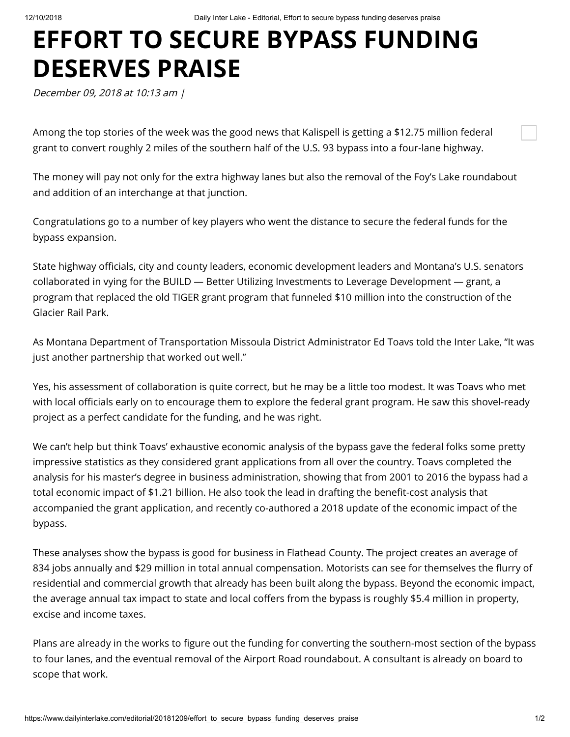# EFFORT TO SECURE BYPASS FUNDING DESERVES PRAISE

*December 09, 2018 at 10:13 am |*

Among the top stories of the week was the good news that Kalispell is getting a $12.75 million federal grant to convert roughly 2 miles of the southern half of the U.S. 93 bypass into a four-lane highway.

The money will pay not only for the extra highway lanes but also the removal of the Foy's Lake roundabout and addition of an interchange at that junction.

Congratulations go to a number of key players who went the distance to secure the federal funds for the bypass expansion.

State highway officials, city and county leaders, economic development leaders and Montana's U.S. senators collaborated in vying for the BUILD — Better Utilizing Investments to Leverage Development — grant, a program that replaced the old TIGER grant program that funneled $10 million into the construction of the Glacier Rail Park.

As Montana Department of Transportation Missoula District Administrator Ed Toavs told the Inter Lake, "It was just another partnership that worked out well."

Yes, his assessment of collaboration is quite correct, but he may be a little too modest. It was Toavs who met with local officials early on to encourage them to explore the federal grant program. He saw this shovel-ready project as a perfect candidate for the funding, and he was right.

We can't help but think Toavs' exhaustive economic analysis of the bypass gave the federal folks some pretty impressive statistics as they considered grant applications from all over the country. Toavs completed the analysis for his master's degree in business administration, showing that from 2001 to 2016 the bypass had a total economic impact of $1.21 billion. He also took the lead in drafting the benefit-cost analysis that accompanied the grant application, and recently co-authored a 2018 update of the economic impact of the bypass.

These analyses show the bypass is good for business in Flathead County. The project creates an average of 834 jobs annually and $29 million in total annual compensation. Motorists can see for themselves the flurry of residential and commercial growth that already has been built along the bypass. Beyond the economic impact, the average annual tax impact to state and local coffers from the bypass is roughly $5.4 million in property, excise and income taxes.

Plans are already in the works to figure out the funding for converting the southern-most section of the bypass to four lanes, and the eventual removal of the Airport Road roundabout. A consultant is already on board to scope that work.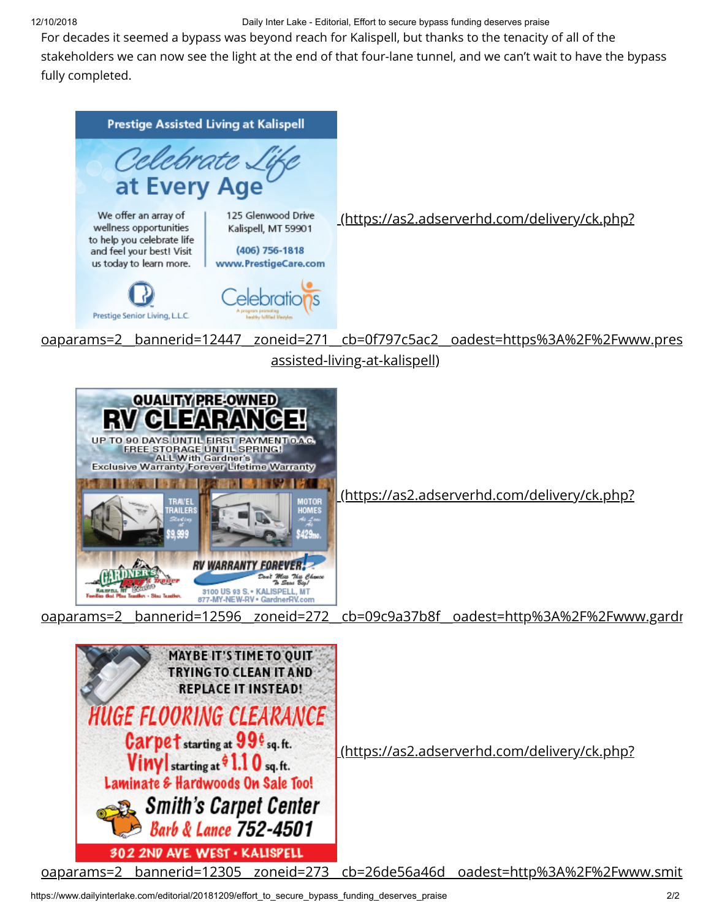For decades it seemed a bypass was beyond reach for Kalispell, but thanks to the tenacity of all of the stakeholders we can now see the light at the end of that four-lane tunnel, and we can't wait to have the bypass fully completed.

(https://as2.adserverhd.com/delivery/ck.php?oaparams=2__bannerid=12447__zoneid=271__cb=0f797c5ac2__oadest=https%3A%2F%2Fwww.pres assisted-living-at-kalispell)

(https://as2.adserverhd.com/delivery/ck.php?oaparams=2__bannerid=12596__zoneid=272__cb=09c9a37b8f__oadest=http%3A%2F%2Fwww.gardr

(https://as2.adserverhd.com/delivery/ck.php?oaparams=2__bannerid=12305__zoneid=273__cb=26de56a46d__oadest=http%3A%2F%2Fwww.smit